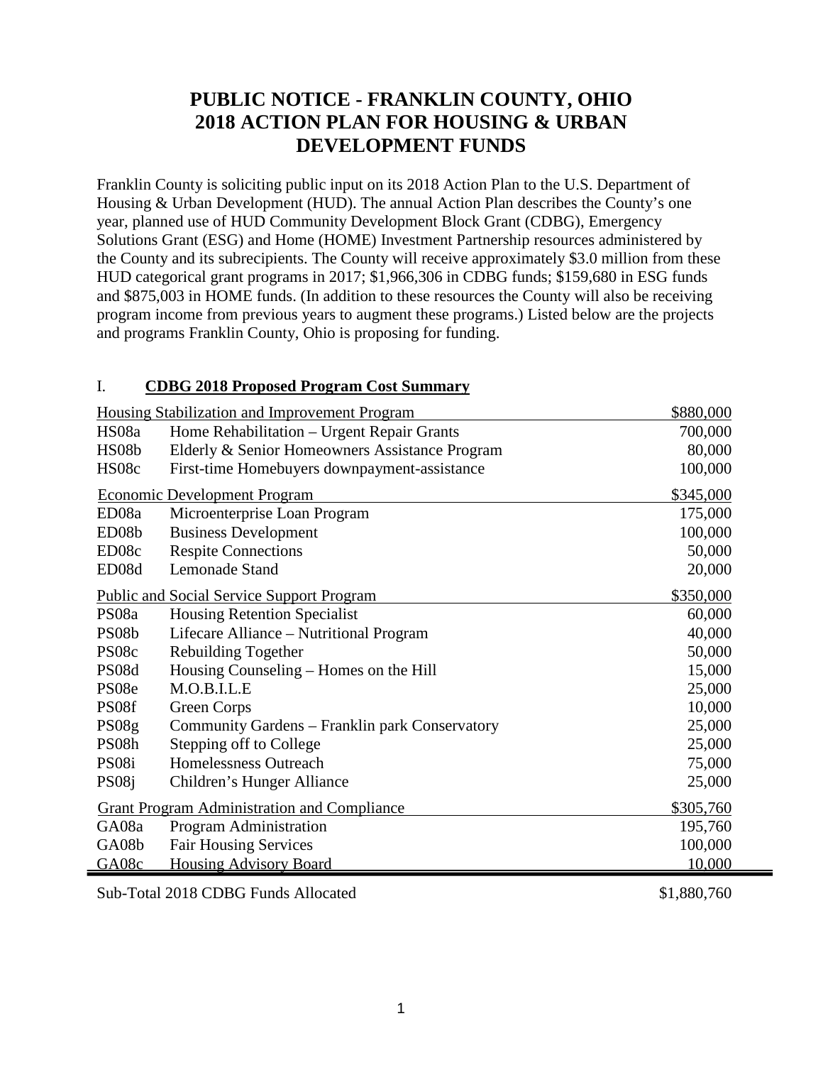# PUBLIC NOTICE - FRANKLIN COUNTY, OHIO 2018 ACTION PLAN FOR HOUSING & URBAN DEVELOPMENT FUNDS

Franklin County is soliciting public input on its 2018 Action Plan to the U.S. Department of Housing & Urban Development (HUD). The annual Action Plan describes the County's one year, planned use of HUD Community Development Block Grant (CDBG), Emergency Solutions Grant (ESG) and Home (HOME) Investment Partnership resources administered by the County and its subrecipients. The County will receive approximately $3.0 million from these HUD categorical grant programs in 2017; $1,966,306 in CDBG funds; $159,680 in ESG funds and $875,003 in HOME funds. (In addition to these resources the County will also be receiving program income from previous years to augment these programs.) Listed below are the projects and programs Franklin County, Ohio is proposing for funding.

## I. CDBG 2018 Proposed Program Cost Summary

| Code | Program | Amount |
|---|---|---|
| | **Housing Stabilization and Improvement Program** | **$880,000** |
| HS08a | Home Rehabilitation – Urgent Repair Grants | 700,000 |
| HS08b | Elderly & Senior Homeowners Assistance Program | 80,000 |
| HS08c | First-time Homebuyers downpayment-assistance | 100,000 |
| | **Economic Development Program** | **$345,000** |
| ED08a | Microenterprise Loan Program | 175,000 |
| ED08b | Business Development | 100,000 |
| ED08c | Respite Connections | 50,000 |
| ED08d | Lemonade Stand | 20,000 |
| | **Public and Social Service Support Program** | **$350,000** |
| PS08a | Housing Retention Specialist | 60,000 |
| PS08b | Lifecare Alliance – Nutritional Program | 40,000 |
| PS08c | Rebuilding Together | 50,000 |
| PS08d | Housing Counseling – Homes on the Hill | 15,000 |
| PS08e | M.O.B.I.L.E | 25,000 |
| PS08f | Green Corps | 10,000 |
| PS08g | Community Gardens – Franklin park Conservatory | 25,000 |
| PS08h | Stepping off to College | 25,000 |
| PS08i | Homelessness Outreach | 75,000 |
| PS08j | Children's Hunger Alliance | 25,000 |
| | **Grant Program Administration and Compliance** | **$305,760** |
| GA08a | Program Administration | 195,760 |
| GA08b | Fair Housing Services | 100,000 |
| GA08c | Housing Advisory Board | 10,000 |
| | Sub-Total 2018 CDBG Funds Allocated | $1,880,760 |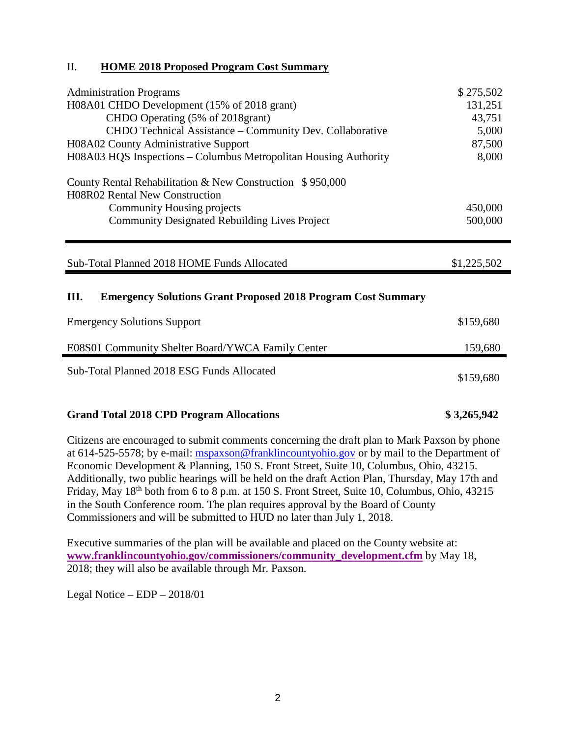## II. HOME 2018 Proposed Program Cost Summary

| | |
|---|---|
| Administration Programs | $ 275,502 |
| H08A01 CHDO Development (15% of 2018 grant) | 131,251 |
| CHDO Operating (5% of 2018grant) | 43,751 |
| CHDO Technical Assistance – Community Dev. Collaborative | 5,000 |
| H08A02 County Administrative Support | 87,500 |
| H08A03 HQS Inspections – Columbus Metropolitan Housing Authority | 8,000 |
| County Rental Rehabilitation & New Construction $ 950,000 | |
| H08R02 Rental New Construction | |
| Community Housing projects | 450,000 |
| Community Designated Rebuilding Lives Project | 500,000 |
| Sub-Total Planned 2018 HOME Funds Allocated | $1,225,502 |

## III. Emergency Solutions Grant Proposed 2018 Program Cost Summary

| | |
|---|---|
| Emergency Solutions Support | $159,680 |
| E08S01 Community Shelter Board/YWCA Family Center | 159,680 |
| Sub-Total Planned 2018 ESG Funds Allocated | $159,680 |

**Grand Total 2018 CPD Program Allocations** **$ 3,265,942**

Citizens are encouraged to submit comments concerning the draft plan to Mark Paxson by phone at 614-525-5578; by e-mail: mspaxson@franklincountyohio.gov or by mail to the Department of Economic Development & Planning, 150 S. Front Street, Suite 10, Columbus, Ohio, 43215. Additionally, two public hearings will be held on the draft Action Plan, Thursday, May 17th and Friday, May 18th both from 6 to 8 p.m. at 150 S. Front Street, Suite 10, Columbus, Ohio, 43215 in the South Conference room. The plan requires approval by the Board of County Commissioners and will be submitted to HUD no later than July 1, 2018.

Executive summaries of the plan will be available and placed on the County website at: **www.franklincountyohio.gov/commissioners/community_development.cfm** by May 18, 2018; they will also be available through Mr. Paxson.

Legal Notice – EDP – 2018/01